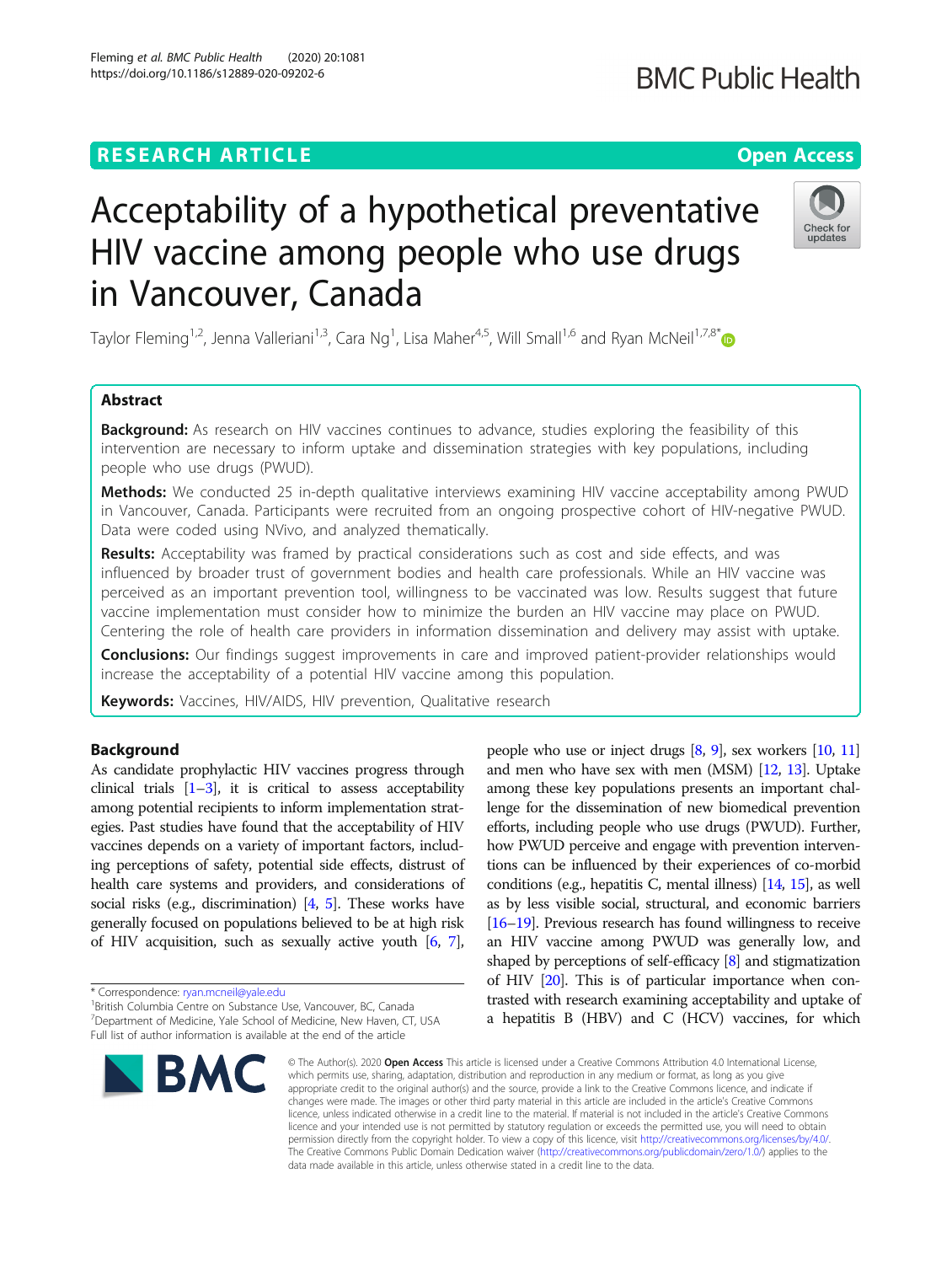RESEARCH ARTICLE

Open Access

# Acceptability of a hypothetical preventative HIV vaccine among people who use drugs in Vancouver, Canada

Taylor Fleming[1,2], Jenna Valleriani[1,3], Cara Ng[1], Lisa Maher[4,5], Will Small[1,6] and Ryan McNeil[1,7,8*]

## Abstract

**Background:** As research on HIV vaccines continues to advance, studies exploring the feasibility of this intervention are necessary to inform uptake and dissemination strategies with key populations, including people who use drugs (PWUD).

**Methods:** We conducted 25 in-depth qualitative interviews examining HIV vaccine acceptability among PWUD in Vancouver, Canada. Participants were recruited from an ongoing prospective cohort of HIV-negative PWUD. Data were coded using NVivo, and analyzed thematically.

**Results:** Acceptability was framed by practical considerations such as cost and side effects, and was influenced by broader trust of government bodies and health care professionals. While an HIV vaccine was perceived as an important prevention tool, willingness to be vaccinated was low. Results suggest that future vaccine implementation must consider how to minimize the burden an HIV vaccine may place on PWUD. Centering the role of health care providers in information dissemination and delivery may assist with uptake.

**Conclusions:** Our findings suggest improvements in care and improved patient-provider relationships would increase the acceptability of a potential HIV vaccine among this population.

**Keywords:** Vaccines, HIV/AIDS, HIV prevention, Qualitative research

## Background

As candidate prophylactic HIV vaccines progress through clinical trials [1–3], it is critical to assess acceptability among potential recipients to inform implementation strategies. Past studies have found that the acceptability of HIV vaccines depends on a variety of important factors, including perceptions of safety, potential side effects, distrust of health care systems and providers, and considerations of social risks (e.g., discrimination) [4, 5]. These works have generally focused on populations believed to be at high risk of HIV acquisition, such as sexually active youth [6, 7], people who use or inject drugs [8, 9], sex workers [10, 11] and men who have sex with men (MSM) [12, 13]. Uptake among these key populations presents an important challenge for the dissemination of new biomedical prevention efforts, including people who use drugs (PWUD). Further, how PWUD perceive and engage with prevention interventions can be influenced by their experiences of co-morbid conditions (e.g., hepatitis C, mental illness) [14, 15], as well as by less visible social, structural, and economic barriers [16–19]. Previous research has found willingness to receive an HIV vaccine among PWUD was generally low, and shaped by perceptions of self-efficacy [8] and stigmatization of HIV [20]. This is of particular importance when contrasted with research examining acceptability and uptake of a hepatitis B (HBV) and C (HCV) vaccines, for which

* Correspondence: ryan.mcneil@yale.edu
[1]British Columbia Centre on Substance Use, Vancouver, BC, Canada
[7]Department of Medicine, Yale School of Medicine, New Haven, CT, USA
Full list of author information is available at the end of the article

© The Author(s). 2020 **Open Access** This article is licensed under a Creative Commons Attribution 4.0 International License, which permits use, sharing, adaptation, distribution and reproduction in any medium or format, as long as you give appropriate credit to the original author(s) and the source, provide a link to the Creative Commons licence, and indicate if changes were made. The images or other third party material in this article are included in the article's Creative Commons licence, unless indicated otherwise in a credit line to the material. If material is not included in the article's Creative Commons licence and your intended use is not permitted by statutory regulation or exceeds the permitted use, you will need to obtain permission directly from the copyright holder. To view a copy of this licence, visit http://creativecommons.org/licenses/by/4.0/. The Creative Commons Public Domain Dedication waiver (http://creativecommons.org/publicdomain/zero/1.0/) applies to the data made available in this article, unless otherwise stated in a credit line to the data.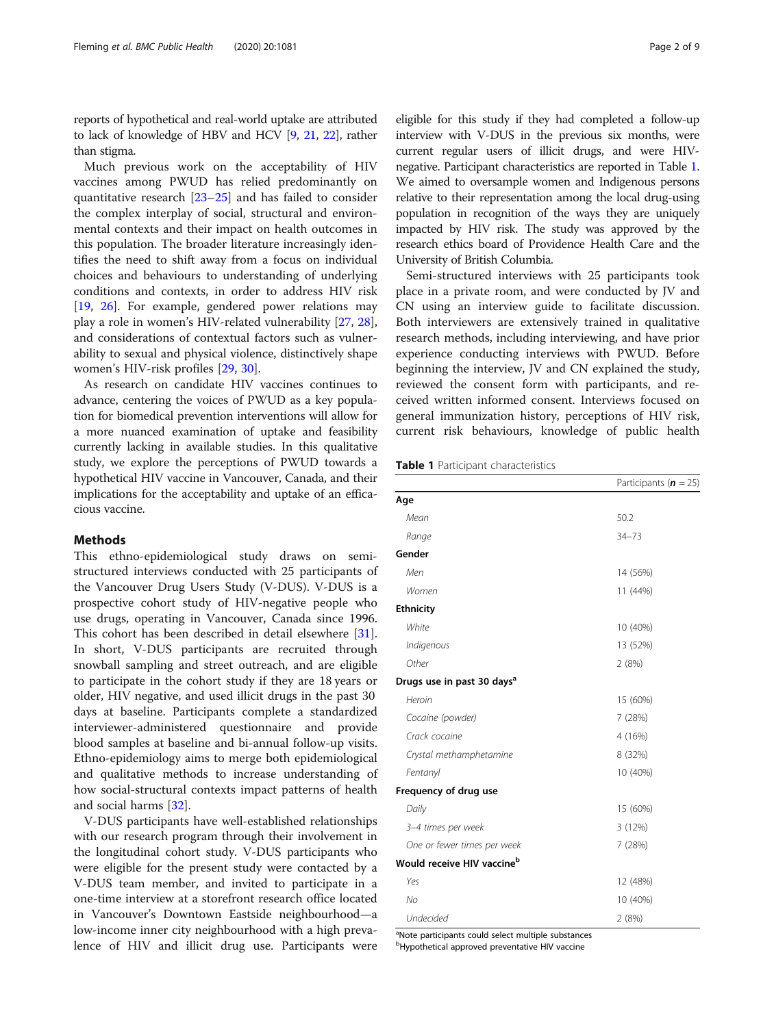reports of hypothetical and real-world uptake are attributed to lack of knowledge of HBV and HCV [9, 21, 22], rather than stigma.

Much previous work on the acceptability of HIV vaccines among PWUD has relied predominantly on quantitative research [23–25] and has failed to consider the complex interplay of social, structural and environmental contexts and their impact on health outcomes in this population. The broader literature increasingly identifies the need to shift away from a focus on individual choices and behaviours to understanding of underlying conditions and contexts, in order to address HIV risk [19, 26]. For example, gendered power relations may play a role in women's HIV-related vulnerability [27, 28], and considerations of contextual factors such as vulnerability to sexual and physical violence, distinctively shape women's HIV-risk profiles [29, 30].

As research on candidate HIV vaccines continues to advance, centering the voices of PWUD as a key population for biomedical prevention interventions will allow for a more nuanced examination of uptake and feasibility currently lacking in available studies. In this qualitative study, we explore the perceptions of PWUD towards a hypothetical HIV vaccine in Vancouver, Canada, and their implications for the acceptability and uptake of an efficacious vaccine.

## Methods

This ethno-epidemiological study draws on semi-structured interviews conducted with 25 participants of the Vancouver Drug Users Study (V-DUS). V-DUS is a prospective cohort study of HIV-negative people who use drugs, operating in Vancouver, Canada since 1996. This cohort has described in detail elsewhere [31]. In short, V-DUS participants are recruited through snowball sampling and street outreach, and are eligible to participate in the cohort study if they are 18 years or older, HIV negative, and used illicit drugs in the past 30 days at baseline. Participants complete a standardized interviewer-administered questionnaire and provide blood samples at baseline and bi-annual follow-up visits. Ethno-epidemiology aims to merge both epidemiological and qualitative methods to increase understanding of how social-structural contexts impact patterns of health and social harms [32].

V-DUS participants have well-established relationships with our research program through their involvement in the longitudinal cohort study. V-DUS participants who were eligible for the present study were contacted by a V-DUS team member, and invited to participate in a one-time interview at a storefront research office located in Vancouver's Downtown Eastside neighbourhood—a low-income inner city neighbourhood with a high prevalence of HIV and illicit drug use. Participants were eligible for this study if they had completed a follow-up interview with V-DUS in the previous six months, were current regular users of illicit drugs, and were HIV-negative. Participant characteristics are reported in Table 1. We aimed to oversample women and Indigenous persons relative to their representation among the local drug-using population in recognition of the ways they are uniquely impacted by HIV risk. The study was approved by the research ethics board of Providence Health Care and the University of British Columbia.

Semi-structured interviews with 25 participants took place in a private room, and were conducted by JV and CN using an interview guide to facilitate discussion. Both interviewers are extensively trained in qualitative research methods, including interviewing, and have prior experience conducting interviews with PWUD. Before beginning the interview, JV and CN explained the study, reviewed the consent form with participants, and received written informed consent. Interviews focused on general immunization history, perceptions of HIV risk, current risk behaviours, knowledge of public health

**Table 1** Participant characteristics

| | Participants (***n*** = 25) |
|---|---|
| **Age** | |
| *Mean* | 50.2 |
| *Range* | 34–73 |
| **Gender** | |
| *Men* | 14 (56%) |
| *Women* | 11 (44%) |
| **Ethnicity** | |
| *White* | 10 (40%) |
| *Indigenous* | 13 (52%) |
| *Other* | 2 (8%) |
| **Drugs use in past 30 days[a]** | |
| *Heroin* | 15 (60%) |
| *Cocaine (powder)* | 7 (28%) |
| *Crack cocaine* | 4 (16%) |
| *Crystal methamphetamine* | 8 (32%) |
| *Fentanyl* | 10 (40%) |
| **Frequency of drug use** | |
| *Daily* | 15 (60%) |
| *3–4 times per week* | 3 (12%) |
| *One or fewer times per week* | 7 (28%) |
| **Would receive HIV vaccine[b]** | |
| *Yes* | 12 (48%) |
| *No* | 10 (40%) |
| *Undecided* | 2 (8%) |

[a]Note participants could select multiple substances
[b]Hypothetical approved preventative HIV vaccine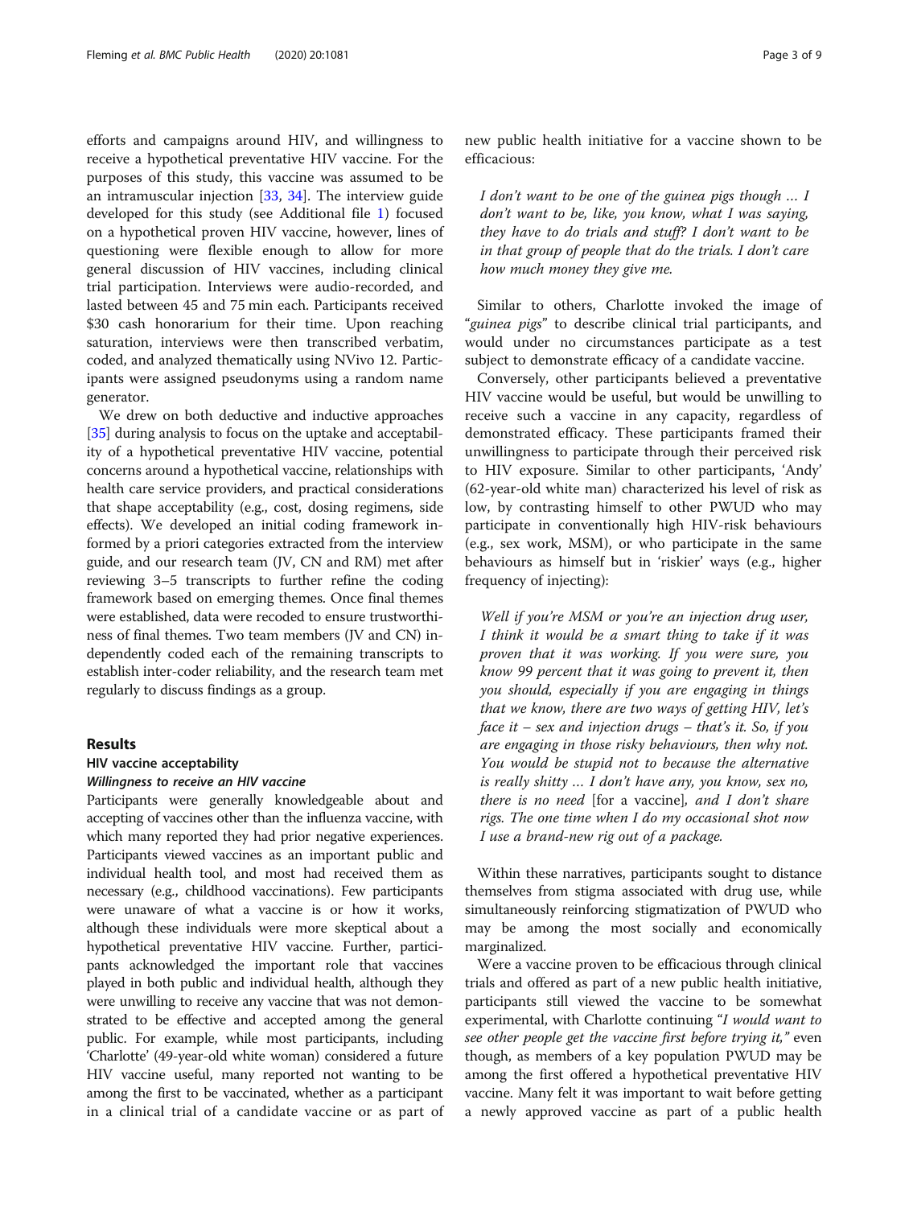efforts and campaigns around HIV, and willingness to receive a hypothetical preventative HIV vaccine. For the purposes of this study, this vaccine was assumed to be an intramuscular injection [33, 34]. The interview guide developed for this study (see Additional file 1) focused on a hypothetical proven HIV vaccine, however, lines of questioning were flexible enough to allow for more general discussion of HIV vaccines, including clinical trial participation. Interviews were audio-recorded, and lasted between 45 and 75 min each. Participants received $30 cash honorarium for their time. Upon reaching saturation, interviews were then transcribed verbatim, coded, and analyzed thematically using NVivo 12. Participants were assigned pseudonyms using a random name generator.

We drew on both deductive and inductive approaches [35] during analysis to focus on the uptake and acceptability of a hypothetical preventative HIV vaccine, potential concerns around a hypothetical vaccine, relationships with health care service providers, and practical considerations that shape acceptability (e.g., cost, dosing regimens, side effects). We developed an initial coding framework informed by a priori categories extracted from the interview guide, and our research team (JV, CN and RM) met after reviewing 3–5 transcripts to further refine the coding framework based on emerging themes. Once final themes were established, data were recoded to ensure trustworthiness of final themes. Two team members (JV and CN) independently coded each of the remaining transcripts to establish inter-coder reliability, and the research team met regularly to discuss findings as a group.

## Results

### HIV vaccine acceptability

#### *Willingness to receive an HIV vaccine*

Participants were generally knowledgeable about and accepting of vaccines other than the influenza vaccine, with which many reported they had prior negative experiences. Participants viewed vaccines as an important public and individual health tool, and most had received them as necessary (e.g., childhood vaccinations). Few participants were unaware of what a vaccine is or how it works, although these individuals were more skeptical about a hypothetical preventative HIV vaccine. Further, participants acknowledged the important role that vaccines played in both public and individual health, although they were unwilling to receive any vaccine that was not demonstrated to be effective and accepted among the general public. For example, while most participants, including 'Charlotte' (49-year-old white woman) considered a future HIV vaccine useful, many reported not wanting to be among the first to be vaccinated, whether as a participant in a clinical trial of a candidate vaccine or as part of new public health initiative for a vaccine shown to be efficacious:

> *I don't want to be one of the guinea pigs though … I don't want to be, like, you know, what I was saying, they have to do trials and stuff? I don't want to be in that group of people that do the trials. I don't care how much money they give me.*

Similar to others, Charlotte invoked the image of "*guinea pigs*" to describe clinical trial participants, and would under no circumstances participate as a test subject to demonstrate efficacy of a candidate vaccine.

Conversely, other participants believed a preventative HIV vaccine would be useful, but would be unwilling to receive such a vaccine in any capacity, regardless of demonstrated efficacy. These participants framed their unwillingness to participate through their perceived risk to HIV exposure. Similar to other participants, 'Andy' (62-year-old white man) characterized his level of risk as low, by contrasting himself to other PWUD who may participate in conventionally high HIV-risk behaviours (e.g., sex work, MSM), or who participate in the same behaviours as himself but in 'riskier' ways (e.g., higher frequency of injecting):

> *Well if you're MSM or you're an injection drug user, I think it would be a smart thing to take if it was proven that it was working. If you were sure, you know 99 percent that it was going to prevent it, then you should, especially if you are engaging in things that we know, there are two ways of getting HIV, let's face it – sex and injection drugs – that's it. So, if you are engaging in those risky behaviours, then why not. You would be stupid not to because the alternative is really shitty … I don't have any, you know, sex no, there is no need* [for a vaccine]*, and I don't share rigs. The one time when I do my occasional shot now I use a brand-new rig out of a package.*

Within these narratives, participants sought to distance themselves from stigma associated with drug use, while simultaneously reinforcing stigmatization of PWUD who may be among the most socially and economically marginalized.

Were a vaccine proven to be efficacious through clinical trials and offered as part of a new public health initiative, participants still viewed the vaccine to be somewhat experimental, with Charlotte continuing "*I would want to see other people get the vaccine first before trying it,*" even though, as members of a key population PWUD may be among the first offered a hypothetical preventative HIV vaccine. Many felt it was important to wait before getting a newly approved vaccine as part of a public health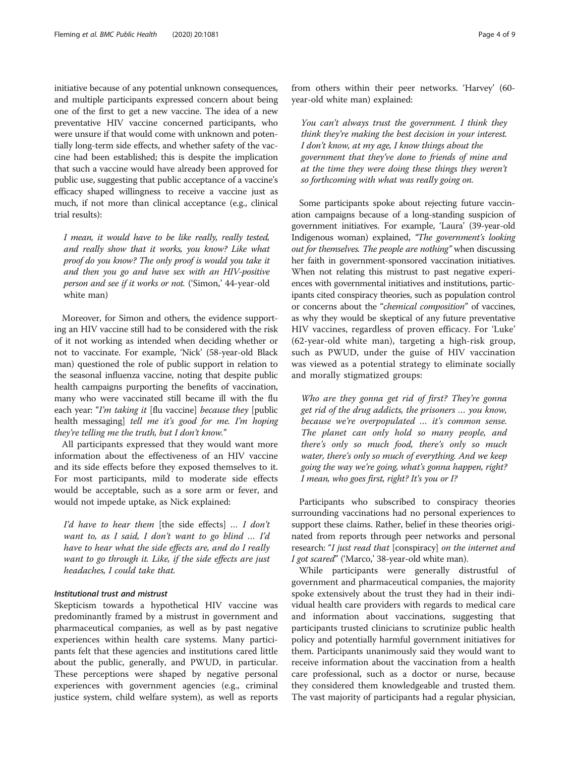initiative because of any potential unknown consequences, and multiple participants expressed concern about being one of the first to get a new vaccine. The idea of a new preventative HIV vaccine concerned participants, who were unsure if that would come with unknown and potentially long-term side effects, and whether safety of the vaccine had been established; this is despite the implication that such a vaccine would have already been approved for public use, suggesting that public acceptance of a vaccine's efficacy shaped willingness to receive a vaccine just as much, if not more than clinical acceptance (e.g., clinical trial results):

> *I mean, it would have to be like really, really tested, and really show that it works, you know? Like what proof do you know? The only proof is would you take it and then you go and have sex with an HIV-positive person and see if it works or not.* ('Simon,' 44-year-old white man)

Moreover, for Simon and others, the evidence supporting an HIV vaccine still had to be considered with the risk of it not working as intended when deciding whether or not to vaccinate. For example, 'Nick' (58-year-old Black man) questioned the role of public support in relation to the seasonal influenza vaccine, noting that despite public health campaigns purporting the benefits of vaccination, many who were vaccinated still became ill with the flu each year: "*I'm taking it* [flu vaccine] *because they* [public health messaging] *tell me it's good for me. I'm hoping they're telling me the truth, but I don't know.*"

All participants expressed that they would want more information about the effectiveness of an HIV vaccine and its side effects before they exposed themselves to it. For most participants, mild to moderate side effects would be acceptable, such as a sore arm or fever, and would not impede uptake, as Nick explained:

> *I'd have to hear them* [the side effects] *… I don't want to, as I said, I don't want to go blind … I'd have to hear what the side effects are, and do I really want to go through it. Like, if the side effects are just headaches, I could take that.*

#### *Institutional trust and mistrust*

Skepticism towards a hypothetical HIV vaccine was predominantly framed by a mistrust in government and pharmaceutical companies, as well as by past negative experiences within health care systems. Many participants felt that these agencies and institutions cared little about the public, generally, and PWUD, in particular. These perceptions were shaped by negative personal experiences with government agencies (e.g., criminal justice system, child welfare system), as well as reports from others within their peer networks. 'Harvey' (60-year-old white man) explained:

> *You can't always trust the government. I think they think they're making the best decision in your interest. I don't know, at my age, I know things about the government that they've done to friends of mine and at the time they were doing these things they weren't so forthcoming with what was really going on.*

Some participants spoke about rejecting future vaccination campaigns because of a long-standing suspicion of government initiatives. For example, 'Laura' (39-year-old Indigenous woman) explained, "*The government's looking out for themselves. The people are nothing*" when discussing her faith in government-sponsored vaccination initiatives. When not relating this mistrust to past negative experiences with governmental initiatives and institutions, participants cited conspiracy theories, such as population control or concerns about the "*chemical composition*" of vaccines, as why they would be skeptical of any future preventative HIV vaccines, regardless of proven efficacy. For 'Luke' (62-year-old white man), targeting a high-risk group, such as PWUD, under the guise of HIV vaccination was viewed as a potential strategy to eliminate socially and morally stigmatized groups:

> *Who are they gonna get rid of first? They're gonna get rid of the drug addicts, the prisoners … you know, because we're overpopulated … it's common sense. The planet can only hold so many people, and there's only so much food, there's only so much water, there's only so much of everything. And we keep going the way we're going, what's gonna happen, right? I mean, who goes first, right? It's you or I?*

Participants who subscribed to conspiracy theories surrounding vaccinations had no personal experiences to support these claims. Rather, belief in these theories originated from reports through peer networks and personal research: "*I just read that* [conspiracy] *on the internet and I got scared*" ('Marco,' 38-year-old white man).

While participants were generally distrustful of government and pharmaceutical companies, the majority spoke extensively about the trust they had in their individual health care providers with regards to medical care and information about vaccinations, suggesting that participants trusted clinicians to scrutinize public health policy and potentially harmful government initiatives for them. Participants unanimously said they would want to receive information about the vaccination from a health care professional, such as a doctor or nurse, because they considered them knowledgeable and trusted them. The vast majority of participants had a regular physician,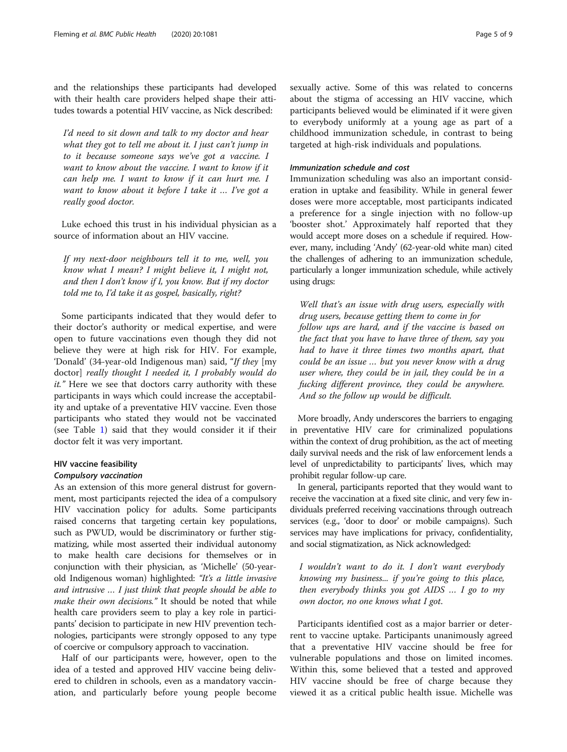and the relationships these participants had developed with their health care providers helped shape their attitudes towards a potential HIV vaccine, as Nick described:

> *I'd need to sit down and talk to my doctor and hear what they got to tell me about it. I just can't jump in to it because someone says we've got a vaccine. I want to know about the vaccine. I want to know if it can help me. I want to know if it can hurt me. I want to know about it before I take it … I've got a really good doctor.*

Luke echoed this trust in his individual physician as a source of information about an HIV vaccine.

> *If my next-door neighbours tell it to me, well, you know what I mean? I might believe it, I might not, and then I don't know if I, you know. But if my doctor told me to, I'd take it as gospel, basically, right?*

Some participants indicated that they would defer to their doctor's authority or medical expertise, and were open to future vaccinations even though they did not believe they were at high risk for HIV. For example, 'Donald' (34-year-old Indigenous man) said, "*If they* [my doctor] *really thought I needed it, I probably would do it.*" Here we see that doctors carry authority with these participants in ways which could increase the acceptability and uptake of a preventative HIV vaccine. Even those participants who stated they would not be vaccinated (see Table 1) said that they would consider it if their doctor felt it was very important.

## HIV vaccine feasibility

### Compulsory vaccination

As an extension of this more general distrust for government, most participants rejected the idea of a compulsory HIV vaccination policy for adults. Some participants raised concerns that targeting certain key populations, such as PWUD, would be discriminatory or further stigmatizing, while most asserted their individual autonomy to make health care decisions for themselves or in conjunction with their physician, as 'Michelle' (50-year-old Indigenous woman) highlighted: *"It's a little invasive and intrusive … I just think that people should be able to make their own decisions."* It should be noted that while health care providers seem to play a key role in participants' decision to participate in new HIV prevention technologies, participants were strongly opposed to any type of coercive or compulsory approach to vaccination.

Half of our participants were, however, open to the idea of a tested and approved HIV vaccine being delivered to children in schools, even as a mandatory vaccination, and particularly before young people become sexually active. Some of this was related to concerns about the stigma of accessing an HIV vaccine, which participants believed would be eliminated if it were given to everybody uniformly at a young age as part of a childhood immunization schedule, in contrast to being targeted at high-risk individuals and populations.

### Immunization schedule and cost

Immunization scheduling was also an important consideration in uptake and feasibility. While in general fewer doses were more acceptable, most participants indicated a preference for a single injection with no follow-up 'booster shot.' Approximately half reported that they would accept more doses on a schedule if required. However, many, including 'Andy' (62-year-old white man) cited the challenges of adhering to an immunization schedule, particularly a longer immunization schedule, while actively using drugs:

> *Well that's an issue with drug users, especially with drug users, because getting them to come in for follow ups are hard, and if the vaccine is based on the fact that you have to have three of them, say you had to have it three times two months apart, that could be an issue … but you never know with a drug user where, they could be in jail, they could be in a fucking different province, they could be anywhere. And so the follow up would be difficult.*

More broadly, Andy underscores the barriers to engaging in preventative HIV care for criminalized populations within the context of drug prohibition, as the act of meeting daily survival needs and the risk of law enforcement lends a level of unpredictability to participants' lives, which may prohibit regular follow-up care.

In general, participants reported that they would want to receive the vaccination at a fixed site clinic, and very few individuals preferred receiving vaccinations through outreach services (e.g., 'door to door' or mobile campaigns). Such services may have implications for privacy, confidentiality, and social stigmatization, as Nick acknowledged:

> *I wouldn't want to do it. I don't want everybody knowing my business... if you're going to this place, then everybody thinks you got AIDS … I go to my own doctor, no one knows what I got.*

Participants identified cost as a major barrier or deterrent to vaccine uptake. Participants unanimously agreed that a preventative HIV vaccine should be free for vulnerable populations and those on limited incomes. Within this, some believed that a tested and approved HIV vaccine should be free of charge because they viewed it as a critical public health issue. Michelle was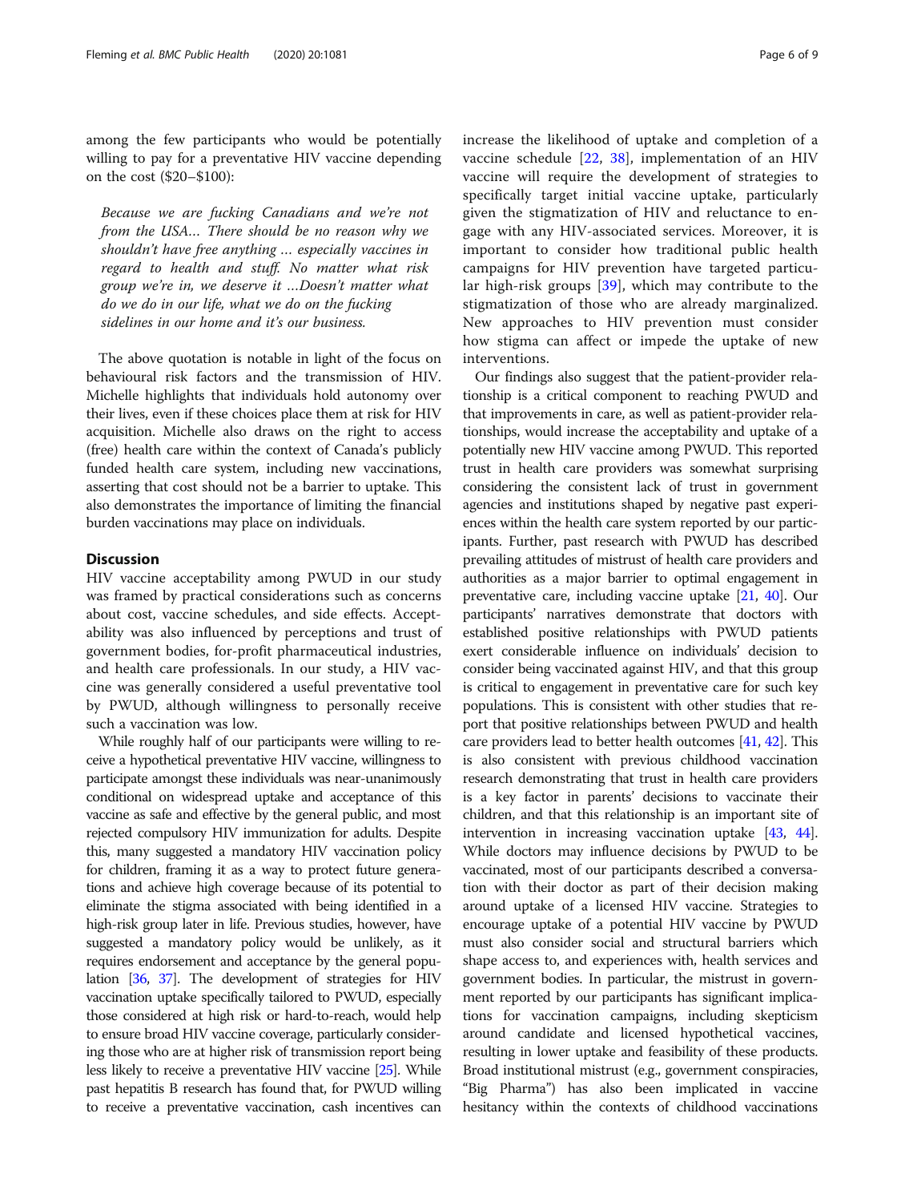among the few participants who would be potentially willing to pay for a preventative HIV vaccine depending on the cost ($20–$100):

> *Because we are fucking Canadians and we're not from the USA… There should be no reason why we shouldn't have free anything … especially vaccines in regard to health and stuff. No matter what risk group we're in, we deserve it …Doesn't matter what do we do in our life, what we do on the fucking sidelines in our home and it's our business.*

The above quotation is notable in light of the focus on behavioural risk factors and the transmission of HIV. Michelle highlights that individuals hold autonomy over their lives, even if these choices place them at risk for HIV acquisition. Michelle also draws on the right to access (free) health care within the context of Canada's publicly funded health care system, including new vaccinations, asserting that cost should not be a barrier to uptake. This also demonstrates the importance of limiting the financial burden vaccinations may place on individuals.

## Discussion

HIV vaccine acceptability among PWUD in our study was framed by practical considerations such as concerns about cost, vaccine schedules, and side effects. Acceptability was also influenced by perceptions and trust of government bodies, for-profit pharmaceutical industries, and health care professionals. In our study, a HIV vaccine was generally considered a useful preventative tool by PWUD, although willingness to personally receive such a vaccination was low.

While roughly half of our participants were willing to receive a hypothetical preventative HIV vaccine, willingness to participate amongst these individuals was near-unanimously conditional on widespread uptake and acceptance of this vaccine as safe and effective by the general public, and most rejected compulsory HIV immunization for adults. Despite this, many suggested a mandatory HIV vaccination policy for children, framing it as a way to protect future generations and achieve high coverage because of its potential to eliminate the stigma associated with being identified in a high-risk group later in life. Previous studies, however, have suggested a mandatory policy would be unlikely, as it requires endorsement and acceptance by the general population [36, 37]. The development of strategies for HIV vaccination uptake specifically tailored to PWUD, especially those considered at high risk or hard-to-reach, would help to ensure broad HIV vaccine coverage, particularly considering those who are at higher risk of transmission report being less likely to receive a preventative HIV vaccine [25]. While past hepatitis B research has found that, for PWUD willing to receive a preventative vaccination, cash incentives can increase the likelihood of uptake and completion of a vaccine schedule [22, 38], implementation of an HIV vaccine will require the development of strategies to specifically target initial vaccine uptake, particularly given the stigmatization of HIV and reluctance to engage with any HIV-associated services. Moreover, it is important to consider how traditional public health campaigns for HIV prevention have targeted particular high-risk groups [39], which may contribute to the stigmatization of those who are already marginalized. New approaches to HIV prevention must consider how stigma can affect or impede the uptake of new interventions.

Our findings also suggest that the patient-provider relationship is a critical component to reaching PWUD and that improvements in care, as well as patient-provider relationships, would increase the acceptability and uptake of a potentially new HIV vaccine among PWUD. This reported trust in health care providers was somewhat surprising considering the consistent lack of trust in government agencies and institutions shaped by negative past experiences within the health care system reported by our participants. Further, past research with PWUD has described prevailing attitudes of mistrust of health care providers and authorities as a major barrier to optimal engagement in preventative care, including vaccine uptake [21, 40]. Our participants' narratives demonstrate that doctors with established positive relationships with PWUD patients exert considerable influence on individuals' decision to consider being vaccinated against HIV, and that this group is critical to engagement in preventative care for such key populations. This is consistent with other studies that report that positive relationships between PWUD and health care providers lead to better health outcomes [41, 42]. This is also consistent with previous childhood vaccination research demonstrating that trust in health care providers is a key factor in parents' decisions to vaccinate their children, and that this relationship is an important site of intervention in increasing vaccination uptake [43, 44]. While doctors may influence decisions by PWUD to be vaccinated, most of our participants described a conversation with their doctor as part of their decision making around uptake of a licensed HIV vaccine. Strategies to encourage uptake of a potential HIV vaccine by PWUD must also consider social and structural barriers which shape access to, and experiences with, health services and government bodies. In particular, the mistrust in government reported by our participants has significant implications for vaccination campaigns, including skepticism around candidate and licensed hypothetical vaccines, resulting in lower uptake and feasibility of these products. Broad institutional mistrust (e.g., government conspiracies, "Big Pharma") has also been implicated in vaccine hesitancy within the contexts of childhood vaccinations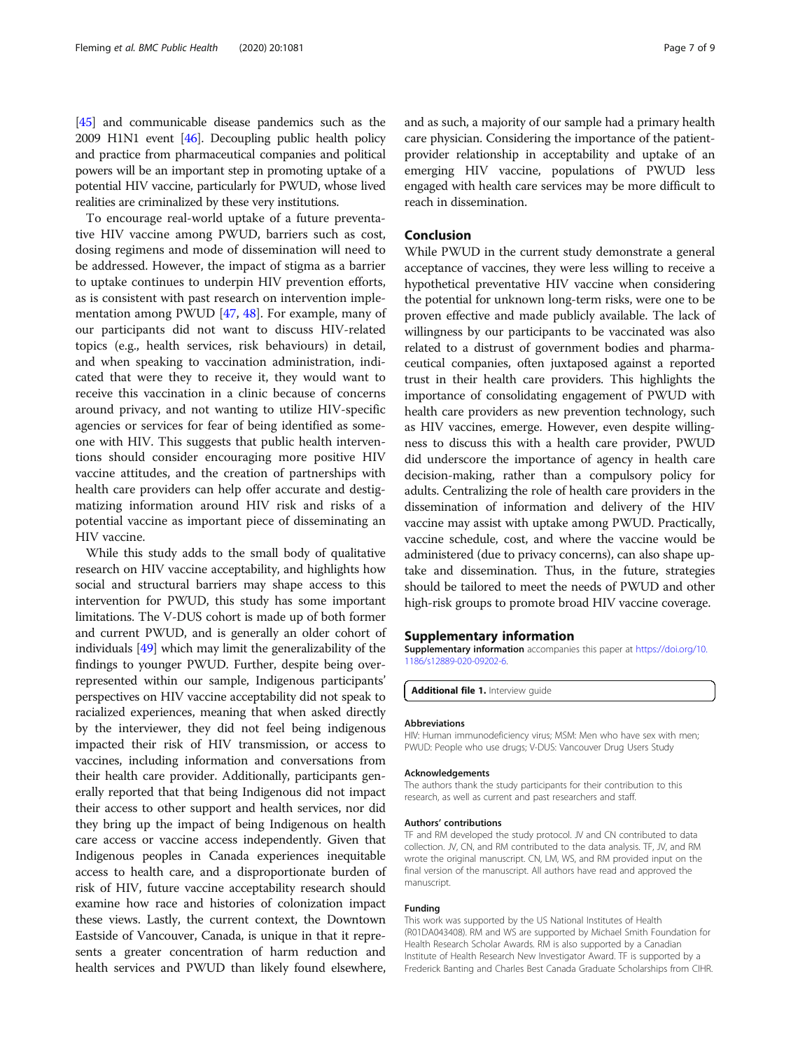[45] and communicable disease pandemics such as the 2009 H1N1 event [46]. Decoupling public health policy and practice from pharmaceutical companies and political powers will be an important step in promoting uptake of a potential HIV vaccine, particularly for PWUD, whose lived realities are criminalized by these very institutions.

To encourage real-world uptake of a future preventative HIV vaccine among PWUD, barriers such as cost, dosing regimens and mode of dissemination will need to be addressed. However, the impact of stigma as a barrier to uptake continues to underpin HIV prevention efforts, as is consistent with past research on intervention implementation among PWUD [47, 48]. For example, many of our participants did not want to discuss HIV-related topics (e.g., health services, risk behaviours) in detail, and when speaking to vaccination administration, indicated that were they to receive it, they would want to receive this vaccination in a clinic because of concerns around privacy, and not wanting to utilize HIV-specific agencies or services for fear of being identified as someone with HIV. This suggests that public health interventions should consider encouraging more positive HIV vaccine attitudes, and the creation of partnerships with health care providers can help offer accurate and destigmatizing information around HIV risk and risks of a potential vaccine as important piece of disseminating an HIV vaccine.

While this study adds to the small body of qualitative research on HIV vaccine acceptability, and highlights how social and structural barriers may shape access to this intervention for PWUD, this study has some important limitations. The V-DUS cohort is made up of both former and current PWUD, and is generally an older cohort of individuals [49] which may limit the generalizability of the findings to younger PWUD. Further, despite being overrepresented within our sample, Indigenous participants' perspectives on HIV vaccine acceptability did not speak to racialized experiences, meaning that when asked directly by the interviewer, they did not feel being indigenous impacted their risk of HIV transmission, or access to vaccines, including information and conversations from their health care provider. Additionally, participants generally reported that that being Indigenous did not impact their access to other support and health services, nor did they bring up the impact of being Indigenous on health care access or vaccine access independently. Given that Indigenous peoples in Canada experiences inequitable access to health care, and a disproportionate burden of risk of HIV, future vaccine acceptability research should examine how race and histories of colonization impact these views. Lastly, the current context, the Downtown Eastside of Vancouver, Canada, is unique in that it represents a greater concentration of harm reduction and health services and PWUD than likely found elsewhere, and as such, a majority of our sample had a primary health care physician. Considering the importance of the patient-provider relationship in acceptability and uptake of an emerging HIV vaccine, populations of PWUD less engaged with health care services may be more difficult to reach in dissemination.

## Conclusion

While PWUD in the current study demonstrate a general acceptance of vaccines, they were less willing to receive a hypothetical preventative HIV vaccine when considering the potential for unknown long-term risks, were one to be proven effective and made publicly available. The lack of willingness by our participants to be vaccinated was also related to a distrust of government bodies and pharmaceutical companies, often juxtaposed against a reported trust in their health care providers. This highlights the importance of consolidating engagement of PWUD with health care providers as new prevention technology, such as HIV vaccines, emerge. However, even despite willingness to discuss this with a health care provider, PWUD did underscore the importance of agency in health care decision-making, rather than a compulsory policy for adults. Centralizing the role of health care providers in the dissemination of information and delivery of the HIV vaccine may assist with uptake among PWUD. Practically, vaccine schedule, cost, and where the vaccine would be administered (due to privacy concerns), can also shape uptake and dissemination. Thus, in the future, strategies should be tailored to meet the needs of PWUD and other high-risk groups to promote broad HIV vaccine coverage.

## Supplementary information

**Supplementary information** accompanies this paper at https://doi.org/10.1186/s12889-020-09202-6.

**Additional file 1.** Interview guide

### Abbreviations

HIV: Human immunodeficiency virus; MSM: Men who have sex with men; PWUD: People who use drugs; V-DUS: Vancouver Drug Users Study

### Acknowledgements

The authors thank the study participants for their contribution to this research, as well as current and past researchers and staff.

### Authors' contributions

TF and RM developed the study protocol. JV and CN contributed to data collection. JV, CN, and RM contributed to the data analysis. TF, JV, and RM wrote the original manuscript. CN, LM, WS, and RM provided input on the final version of the manuscript. All authors have read and approved the manuscript.

### Funding

This work was supported by the US National Institutes of Health (R01DA043408). RM and WS are supported by Michael Smith Foundation for Health Research Scholar Awards. RM is also supported by a Canadian Institute of Health Research New Investigator Award. TF is supported by a Frederick Banting and Charles Best Canada Graduate Scholarships from CIHR.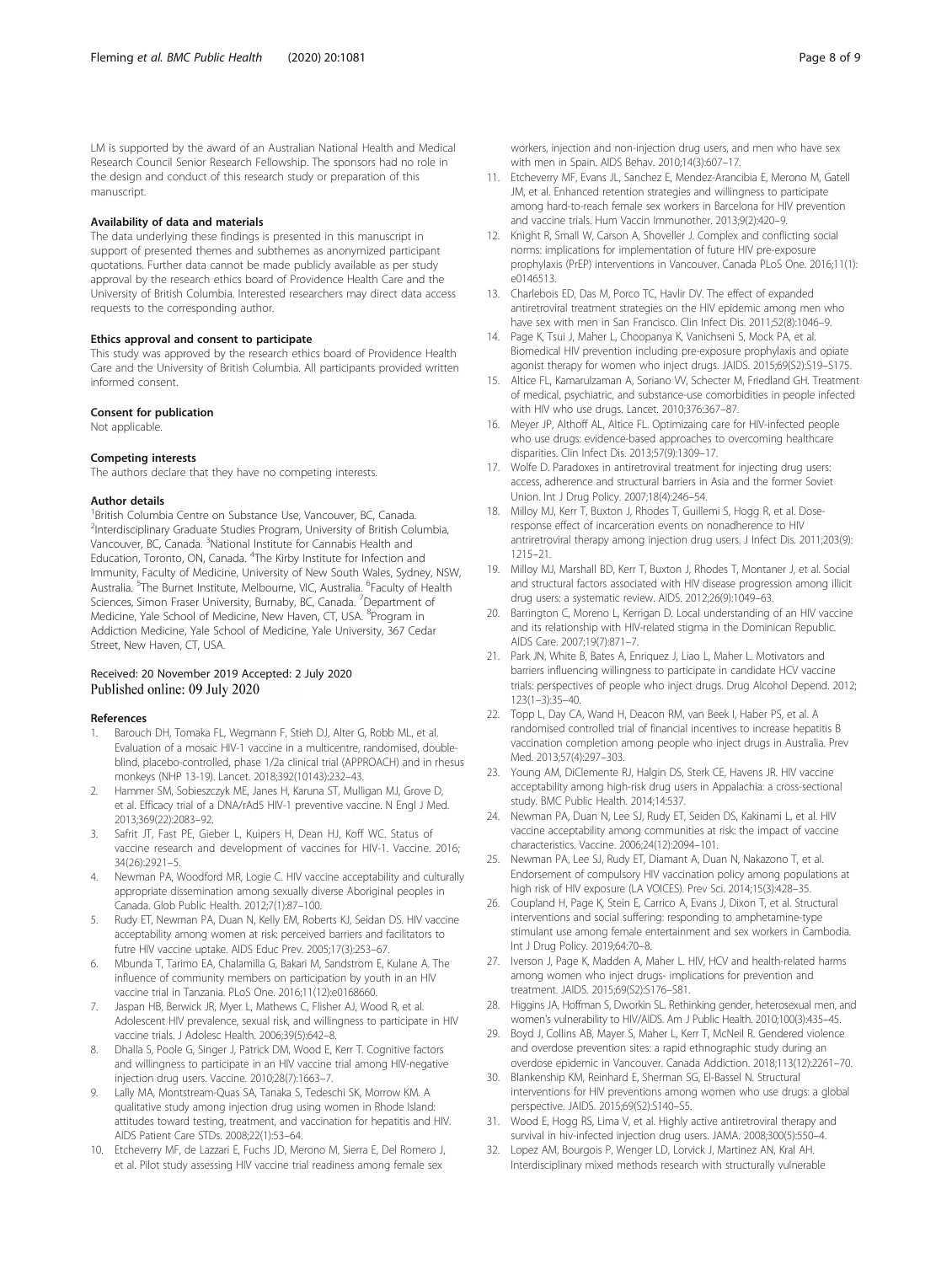LM is supported by the award of an Australian National Health and Medical Research Council Senior Research Fellowship. The sponsors had no role in the design and conduct of this research study or preparation of this manuscript.

### Availability of data and materials

The data underlying these findings is presented in this manuscript in support of presented themes and subthemes as anonymized participant quotations. Further data cannot be made publicly available as per study approval by the research ethics board of Providence Health Care and the University of British Columbia. Interested researchers may direct data access requests to the corresponding author.

### Ethics approval and consent to participate

This study was approved by the research ethics board of Providence Health Care and the University of British Columbia. All participants provided written informed consent.

### Consent for publication

Not applicable.

### Competing interests

The authors declare that they have no competing interests.

### Author details

[1]British Columbia Centre on Substance Use, Vancouver, BC, Canada. [2]Interdisciplinary Graduate Studies Program, University of British Columbia, Vancouver, BC, Canada. [3]National Institute for Cannabis Health and Education, Toronto, ON, Canada. [4]The Kirby Institute for Infection and Immunity, Faculty of Medicine, University of New South Wales, Sydney, NSW, Australia. [5]The Burnet Institute, Melbourne, VIC, Australia. [6]Faculty of Health Sciences, Simon Fraser University, Burnaby, BC, Canada. [7]Department of Medicine, Yale School of Medicine, New Haven, CT, USA. [8]Program in Addiction Medicine, Yale School of Medicine, Yale University, 367 Cedar Street, New Haven, CT, USA.

Received: 20 November 2019 Accepted: 2 July 2020
Published online: 09 July 2020

## References

1. Barouch DH, Tomaka FL, Wegmann F, Stieh DJ, Alter G, Robb ML, et al. Evaluation of a mosaic HIV-1 vaccine in a multicentre, randomised, double-blind, placebo-controlled, phase 1/2a clinical trial (APPROACH) and in rhesus monkeys (NHP 13-19). Lancet. 2018;392(10143):232–43.
2. Hammer SM, Sobieszczyk ME, Janes H, Karuna ST, Mulligan MJ, Grove D, et al. Efficacy trial of a DNA/rAd5 HIV-1 preventive vaccine. N Engl J Med. 2013;369(22):2083–92.
3. Safrit JT, Fast PE, Gieber L, Kuipers H, Dean HJ, Koff WC. Status of vaccine research and development of vaccines for HIV-1. Vaccine. 2016; 34(26):2921–5.
4. Newman PA, Woodford MR, Logie C. HIV vaccine acceptability and culturally appropriate dissemination among sexually diverse Aboriginal peoples in Canada. Glob Public Health. 2012;7(1):87–100.
5. Rudy ET, Newman PA, Duan N, Kelly EM, Roberts KJ, Seidan DS. HIV vaccine acceptability among women at risk: perceived barriers and facilitators to futre HIV vaccine uptake. AIDS Educ Prev. 2005;17(3):253–67.
6. Mbunda T, Tarimo EA, Chalamilla G, Bakari M, Sandstrom E, Kulane A. The influence of community members on participation by youth in an HIV vaccine trial in Tanzania. PLoS One. 2016;11(12):e0168660.
7. Jaspan HB, Berwick JR, Myer L, Mathews C, Flisher AJ, Wood R, et al. Adolescent HIV prevalence, sexual risk, and willingness to participate in HIV vaccine trials. J Adolesc Health. 2006;39(5):642–8.
8. Dhalla S, Poole G, Singer J, Patrick DM, Wood E, Kerr T. Cognitive factors and willingness to participate in an HIV vaccine trial among HIV-negative injection drug users. Vaccine. 2010;28(7):1663–7.
9. Lally MA, Montstream-Quas SA, Tanaka S, Tedeschi SK, Morrow KM. A qualitative study among injection drug using women in Rhode Island: attitudes toward testing, treatment, and vaccination for hepatitis and HIV. AIDS Patient Care STDs. 2008;22(1):53–64.
10. Etcheverry MF, de Lazzari E, Fuchs JD, Merono M, Sierra E, Del Romero J, et al. Pilot study assessing HIV vaccine trial readiness among female sex workers, injection and non-injection drug users, and men who have sex with men in Spain. AIDS Behav. 2010;14(3):607–17.
11. Etcheverry MF, Evans JL, Sanchez E, Mendez-Arancibia E, Merono M, Gatell JM, et al. Enhanced retention strategies and willingness to participate among hard-to-reach female sex workers in Barcelona for HIV prevention and vaccine trials. Hum Vaccin Immunother. 2013;9(2):420–9.
12. Knight R, Small W, Carson A, Shoveller J. Complex and conflicting social norms: implications for implementation of future HIV pre-exposure prophylaxis (PrEP) interventions in Vancouver. Canada PLoS One. 2016;11(1): e0146513.
13. Charlebois ED, Das M, Porco TC, Havlir DV. The effect of expanded antiretroviral treatment strategies on the HIV epidemic among men who have sex with men in San Francisco. Clin Infect Dis. 2011;52(8):1046–9.
14. Page K, Tsui J, Maher L, Choopanya K, Vanichseni S, Mock PA, et al. Biomedical HIV prevention including pre-exposure prophylaxis and opiate agonist therapy for women who inject drugs. JAIDS. 2015;69(S2):S19–S175.
15. Altice FL, Kamarulzaman A, Soriano VV, Schecter M, Friedland GH. Treatment of medical, psychiatric, and substance-use comorbidities in people infected with HIV who use drugs. Lancet. 2010;376:367–87.
16. Meyer JP, Althoff AL, Altice FL. Optimizaing care for HIV-infected people who use drugs: evidence-based approaches to overcoming healthcare disparities. Clin Infect Dis. 2013;57(9):1309–17.
17. Wolfe D. Paradoxes in antiretroviral treatment for injecting drug users: access, adherence and structural barriers in Asia and the former Soviet Union. Int J Drug Policy. 2007;18(4):246–54.
18. Milloy MJ, Kerr T, Buxton J, Rhodes T, Guillemi S, Hogg R, et al. Dose-response effect of incarceration events on nonadherence to HIV antriretroviral therapy among injection drug users. J Infect Dis. 2011;203(9): 1215–21.
19. Milloy MJ, Marshall BD, Kerr T, Buxton J, Rhodes T, Montaner J, et al. Social and structural factors associated with HIV disease progression among illicit drug users: a systematic review. AIDS. 2012;26(9):1049–63.
20. Barrington C, Moreno L, Kerrigan D. Local understanding of an HIV vaccine and its relationship with HIV-related stigma in the Dominican Republic. AIDS Care. 2007;19(7):871–7.
21. Park JN, White B, Bates A, Enriquez J, Liao L, Maher L. Motivators and barriers influencing willingness to participate in candidate HCV vaccine trials: perspectives of people who inject drugs. Drug Alcohol Depend. 2012; 123(1–3):35–40.
22. Topp L, Day CA, Wand H, Deacon RM, van Beek I, Haber PS, et al. A randomised controlled trial of financial incentives to increase hepatitis B vaccination completion among people who inject drugs in Australia. Prev Med. 2013;57(4):297–303.
23. Young AM, DiClemente RJ, Halgin DS, Sterk CE, Havens JR. HIV vaccine acceptability among high-risk drug users in Appalachia: a cross-sectional study. BMC Public Health. 2014;14:537.
24. Newman PA, Duan N, Lee SJ, Rudy ET, Seiden DS, Kakinami L, et al. HIV vaccine acceptability among communities at risk: the impact of vaccine characteristics. Vaccine. 2006;24(12):2094–101.
25. Newman PA, Lee SJ, Rudy ET, Diamant A, Duan N, Nakazono T, et al. Endorsement of compulsory HIV vaccination policy among populations at high risk of HIV exposure (LA VOICES). Prev Sci. 2014;15(3):428–35.
26. Coupland H, Page K, Stein E, Carrico A, Evans J, Dixon T, et al. Structural interventions and social suffering: responding to amphetamine-type stimulant use among female entertainment and sex workers in Cambodia. Int J Drug Policy. 2019;64:70–8.
27. Iverson J, Page K, Madden A, Maher L. HIV, HCV and health-related harms among women who inject drugs- implications for prevention and treatment. JAIDS. 2015;69(S2):S176–S81.
28. Higgins JA, Hoffman S, Dworkin SL. Rethinking gender, heterosexual men, and women's vulnerability to HIV/AIDS. Am J Public Health. 2010;100(3):435–45.
29. Boyd J, Collins AB, Mayer S, Maher L, Kerr T, McNeil R. Gendered violence and overdose prevention sites: a rapid ethnographic study during an overdose epidemic in Vancouver. Canada Addiction. 2018;113(12):2261–70.
30. Blankenship KM, Reinhard E, Sherman SG, El-Bassel N. Structural interventions for HIV preventions among women who use drugs: a global perspective. JAIDS. 2015;69(S2):S140–S5.
31. Wood E, Hogg RS, Lima V, et al. Highly active antiretroviral therapy and survival in hiv-infected injection drug users. JAMA. 2008;300(5):550–4.
32. Lopez AM, Bourgois P, Wenger LD, Lorvick J, Martinez AN, Kral AH. Interdisciplinary mixed methods research with structurally vulnerable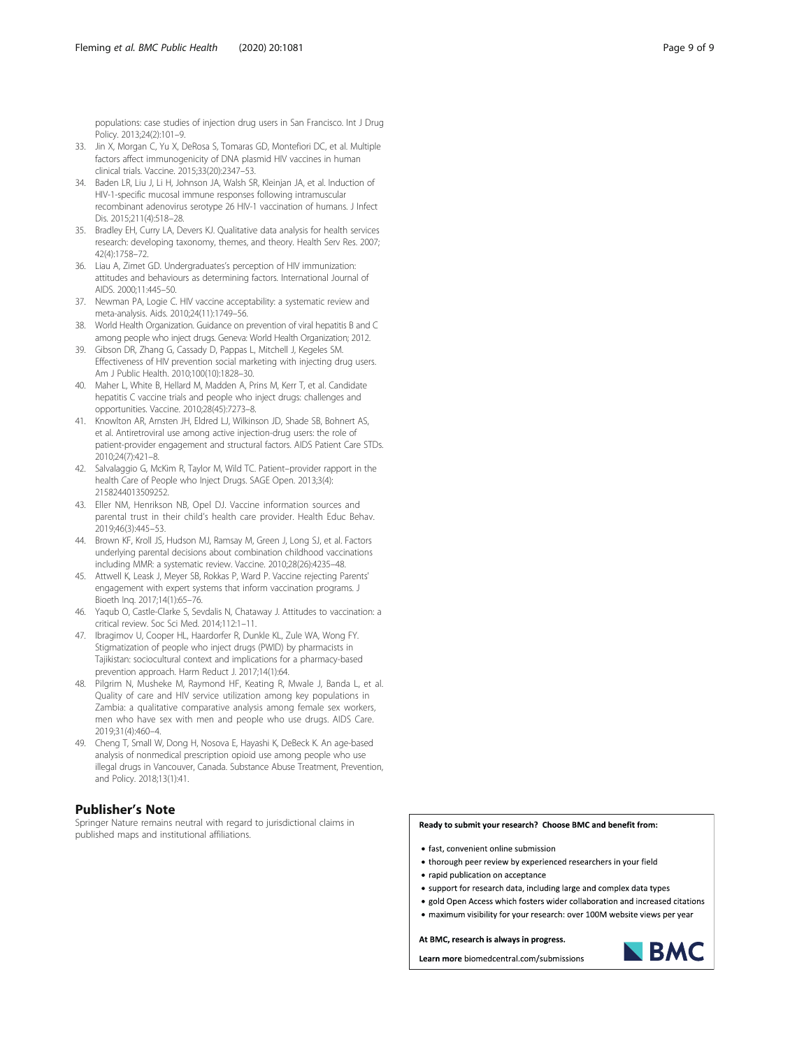populations: case studies of injection drug users in San Francisco. Int J Drug Policy. 2013;24(2):101–9.

33. Jin X, Morgan C, Yu X, DeRosa S, Tomaras GD, Montefiori DC, et al. Multiple factors affect immunogenicity of DNA plasmid HIV vaccines in human clinical trials. Vaccine. 2015;33(20):2347–53.
34. Baden LR, Liu J, Li H, Johnson JA, Walsh SR, Kleinjan JA, et al. Induction of HIV-1-specific mucosal immune responses following intramuscular recombinant adenovirus serotype 26 HIV-1 vaccination of humans. J Infect Dis. 2015;211(4):518–28.
35. Bradley EH, Curry LA, Devers KJ. Qualitative data analysis for health services research: developing taxonomy, themes, and theory. Health Serv Res. 2007; 42(4):1758–72.
36. Liau A, Zimet GD. Undergraduates's perception of HIV immunization: attitudes and behaviours as determining factors. International Journal of AIDS. 2000;11:445–50.
37. Newman PA, Logie C. HIV vaccine acceptability: a systematic review and meta-analysis. Aids. 2010;24(11):1749–56.
38. World Health Organization. Guidance on prevention of viral hepatitis B and C among people who inject drugs. Geneva: World Health Organization; 2012.
39. Gibson DR, Zhang G, Cassady D, Pappas L, Mitchell J, Kegeles SM. Effectiveness of HIV prevention social marketing with injecting drug users. Am J Public Health. 2010;100(10):1828–30.
40. Maher L, White B, Hellard M, Madden A, Prins M, Kerr T, et al. Candidate hepatitis C vaccine trials and people who inject drugs: challenges and opportunities. Vaccine. 2010;28(45):7273–8.
41. Knowlton AR, Arnsten JH, Eldred LJ, Wilkinson JD, Shade SB, Bohnert AS, et al. Antiretroviral use among active injection-drug users: the role of patient-provider engagement and structural factors. AIDS Patient Care STDs. 2010;24(7):421–8.
42. Salvalaggio G, McKim R, Taylor M, Wild TC. Patient–provider rapport in the health Care of People who Inject Drugs. SAGE Open. 2013;3(4): 2158244013509252.
43. Eller NM, Henrikson NB, Opel DJ. Vaccine information sources and parental trust in their child's health care provider. Health Educ Behav. 2019;46(3):445–53.
44. Brown KF, Kroll JS, Hudson MJ, Ramsay M, Green J, Long SJ, et al. Factors underlying parental decisions about combination childhood vaccinations including MMR: a systematic review. Vaccine. 2010;28(26):4235–48.
45. Attwell K, Leask J, Meyer SB, Rokkas P, Ward P. Vaccine rejecting Parents' engagement with expert systems that inform vaccination programs. J Bioeth Inq. 2017;14(1):65–76.
46. Yaqub O, Castle-Clarke S, Sevdalis N, Chataway J. Attitudes to vaccination: a critical review. Soc Sci Med. 2014;112:1–11.
47. Ibragimov U, Cooper HL, Haardorfer R, Dunkle KL, Zule WA, Wong FY. Stigmatization of people who inject drugs (PWID) by pharmacists in Tajikistan: sociocultural context and implications for a pharmacy-based prevention approach. Harm Reduct J. 2017;14(1):64.
48. Pilgrim N, Musheke M, Raymond HF, Keating R, Mwale J, Banda L, et al. Quality of care and HIV service utilization among key populations in Zambia: a qualitative comparative analysis among female sex workers, men who have sex with men and people who use drugs. AIDS Care. 2019;31(4):460–4.
49. Cheng T, Small W, Dong H, Nosova E, Hayashi K, DeBeck K. An age-based analysis of nonmedical prescription opioid use among people who use illegal drugs in Vancouver, Canada. Substance Abuse Treatment, Prevention, and Policy. 2018;13(1):41.

## Publisher's Note

Springer Nature remains neutral with regard to jurisdictional claims in published maps and institutional affiliations.

**Ready to submit your research? Choose BMC and benefit from:**

- fast, convenient online submission
- thorough peer review by experienced researchers in your field
- rapid publication on acceptance
- support for research data, including large and complex data types
- gold Open Access which fosters wider collaboration and increased citations
- maximum visibility for your research: over 100M website views per year

**At BMC, research is always in progress.**

**Learn more** biomedcentral.com/submissions